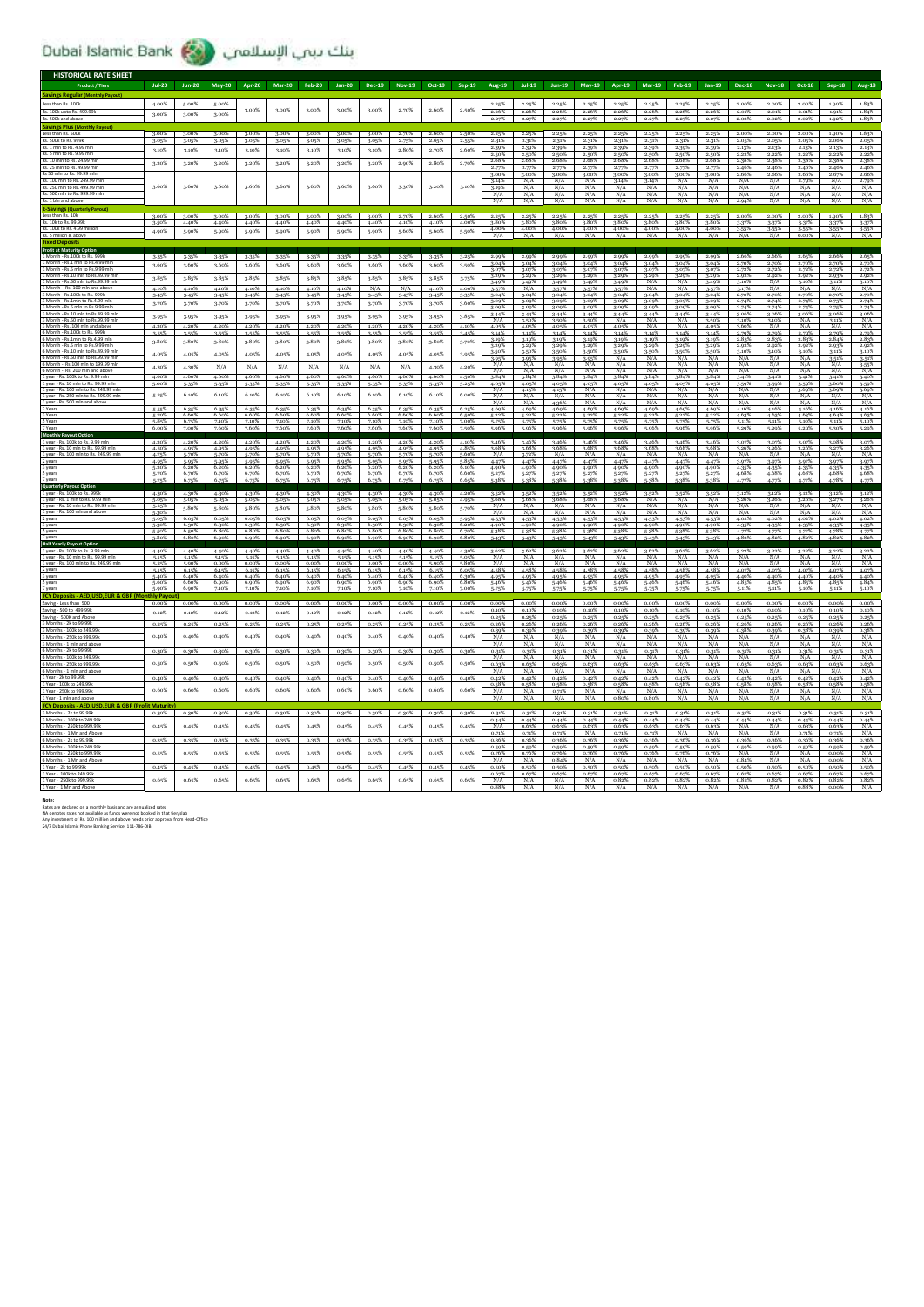# Dubai Islamic Bank بنك دبي الإسلامي

## HISTORICAL RATE SHEET

| Product / Tiers | Jul-20 | Jun-20 | May-20 | Apr-20 | Mar-20 | Feb-20 | Jan-20 | Dec-19 | Nov-19 | Oct-19 | Sep-19 | Aug-19 | Jul-19 | Jun-19 | May-19 | Apr-19 | Mar-19 | Feb-19 | Jan-19 | Dec-18 | Nov-18 | Oct-18 | Sep-18 | Aug-18 |
|---|---|---|---|---|---|---|---|---|---|---|---|---|---|---|---|---|---|---|---|---|---|---|---|---|
| **Savings Regular (Monthly Payout)** | | | | | | | | | | | | | | | | | | | | | | | | |
| Less than Rs. 100k | 4.00% | 5.00% | 5.00% | 3.00% | 3.00% | 3.00% | 3.00% | 3.00% | 2.70% | 2.60% | 2.50% | 2.25% | 2.25% | 2.25% | 2.25% | 2.25% | 2.25% | 2.25% | 2.25% | 2.00% | 2.00% | 2.00% | 1.90% | 1.83% |
| Rs. 100k upto Rs. 499.99k | 3.00% | 3.00% | 3.00% | | | | | | | | | 2.26% | 2.26% | 2.26% | 2.26% | 2.26% | 2.26% | 2.26% | 2.26% | 2.01% | 2.01% | 2.01% | 1.91% | 1.84% |
| Rs. 500k and above | | | | | | | | | | | | 2.27% | 2.27% | 2.27% | 2.27% | 2.27% | 2.27% | 2.27% | 2.27% | 2.02% | 2.02% | 2.02% | 1.92% | 1.85% |
| **Savings Plus (Monthly Payout)** | | | | | | | | | | | | | | | | | | | | | | | | |
| Less than Rs. 500k | 3.00% | 3.00% | 3.00% | 3.00% | 3.00% | 3.00% | 3.00% | 3.00% | 2.70% | 2.60% | 2.50% | 2.25% | 2.25% | 2.25% | 2.25% | 2.25% | 2.25% | 2.25% | 2.25% | 2.00% | 2.00% | 2.00% | 1.90% | 1.83% |
| Rs. 500k to Rs. 999k | 3.05% | 3.05% | 3.05% | 3.05% | 3.05% | 3.05% | 3.05% | 3.05% | 2.75% | 2.65% | 2.55% | 2.31% | 2.31% | 2.31% | 2.31% | 2.31% | 2.31% | 2.31% | 2.31% | 2.05% | 2.05% | 2.05% | 2.06% | 2.05% |
| Rs. 1 mln to Rs. 4.99 mln | 3.10% | 3.10% | 3.10% | 3.10% | 3.10% | 3.10% | 3.10% | 3.10% | 2.80% | 2.70% | 2.60% | 2.30% | 2.30% | 2.30% | 2.30% | 2.30% | 2.30% | 2.30% | 2.30% | 2.13% | 2.13% | 2.13% | 2.13% | 2.13% |
| Rs. 5 mln to Rs. 9.99 mln | | | | | | | | | | | | 2.30% | 2.30% | 2.30% | 2.30% | 2.30% | 2.30% | 2.30% | 2.30% | 2.22% | 2.22% | 2.22% | 2.22% | 2.22% |
| Rs. 10 mln to Rs. 24.99 mln | 3.20% | 3.20% | 3.20% | 3.20% | 3.20% | 3.20% | 3.20% | 3.20% | 2.90% | 2.80% | 2.70% | 2.68% | 2.68% | 2.68% | 2.68% | 2.68% | 2.68% | 2.68% | 2.68% | 2.38% | 2.38% | 2.38% | 2.38% | 2.38% |
| Rs. 25 mln to Rs. 49.99 mln | | | | | | | | | | | | 2.77% | 2.77% | 2.77% | 2.77% | 2.77% | 2.77% | 2.77% | 2.77% | 2.46% | 2.46% | 2.46% | 2.46% | 2.46% |
| Rs 50 mln to Rs. 99.99 mln | 3.60% | 3.60% | 3.60% | 3.60% | 3.60% | 3.60% | 3.60% | 3.60% | 3.30% | 3.20% | 3.10% | 3.00% | 3.00% | 3.00% | 3.00% | 3.00% | 3.00% | 3.00% | 3.00% | 2.66% | 2.66% | 2.66% | 2.67% | 2.66% |
| Rs. 100 mln to Rs. 249.99 mln | | | | | | | | | | | | 3.41% | N/A | N/A | N/A | 3.14% | 3.14% | N/A | N/A | N/A | N/A | 2.79% | 2.76% | N/A |
| Rs. 250 mln to Rs. 499.99 mln | | | | | | | | | | | | 3.59% | N/A | N/A | N/A | N/A | N/A | N/A | N/A | N/A | N/A | N/A | N/A | N/A |
| Rs. 500 mln to Rs. 999.99 mln | | | | | | | | | | | | N/A | N/A | N/A | N/A | N/A | N/A | N/A | N/A | N/A | N/A | N/A | N/A | N/A |
| Rs. 1 bln and above | | | | | | | | | | | | N/A | N/A | N/A | N/A | N/A | N/A | N/A | N/A | 2.94% | N/A | N/A | N/A | N/A |
| **E-Savings (Quarterly Payout)** | | | | | | | | | | | | | | | | | | | | | | | | |
| Less than Rs. 10k | 3.00% | 3.00% | 3.00% | 3.00% | 3.00% | 3.00% | 3.00% | 3.00% | 2.70% | 2.60% | 2.50% | 2.25% | 2.25% | 2.25% | 2.25% | 2.25% | 2.25% | 2.25% | 2.25% | 2.00% | 2.00% | 2.00% | 1.90% | 1.83% |
| Rs. 10k to Rs. 99.99k | 3.30% | 4.40% | 4.40% | 4.40% | 4.40% | 4.40% | 4.40% | 4.40% | 4.10% | 4.10% | 4.00% | 3.80% | 3.80% | 3.80% | 3.80% | 3.80% | 3.80% | 3.80% | 3.80% | 3.37% | 3.37% | 3.37% | 3.37% | 3.37% |
| Rs. 100k to Rs. 4.99 million | 4.90% | 5.90% | 5.90% | 5.90% | 5.90% | 5.90% | 5.90% | 5.90% | 5.60% | 5.60% | 5.50% | 4.00% | 4.00% | 4.00% | 4.00% | 4.00% | 4.00% | 4.00% | 4.00% | 3.55% | 3.55% | 3.55% | 3.55% | 3.55% |
| Rs. 5 million & above | | | | | | | | | | | | N/A | N/A | N/A | N/A | N/A | N/A | N/A | N/A | N/A | N/A | 0.00% | N/A | N/A |
| **Fixed Deposits** | | | | | | | | | | | | | | | | | | | | | | | | |
| **Profit at Maturity Option** | | | | | | | | | | | | | | | | | | | | | | | | |
| 1 Month - Rs. 100k to Rs. 999k | 3.35% | 3.35% | 3.35% | 3.35% | 3.35% | 3.35% | 3.35% | 3.35% | 3.35% | 3.35% | 3.25% | 2.99% | 2.99% | 2.99% | 2.99% | 2.99% | 2.99% | 2.99% | 2.99% | 2.66% | 2.66% | 2.65% | 2.66% | 2.65% |
| 1 Month - Rs. 1 mln to Rs. 4.99 mln | 3.60% | 3.60% | 3.60% | 3.60% | 3.60% | 3.60% | 3.60% | 3.60% | 3.60% | 3.60% | 3.50% | 3.04% | 3.04% | 3.04% | 3.04% | 3.04% | 3.04% | 3.04% | 3.04% | 2.70% | 2.70% | 2.70% | 2.70% | 2.70% |
| 1 Month - Rs. 5 mln to Rs. 9.99 mln | 3.85% | 3.85% | 3.85% | 3.85% | 3.85% | 3.85% | 3.85% | 3.85% | 3.85% | 3.85% | 3.75% | 3.07% | 3.07% | 3.07% | 3.07% | 3.07% | 3.07% | 3.07% | 3.07% | 2.72% | 2.72% | 2.72% | 2.72% | 2.72% |
| 1 Month - Rs 10 mln to Rs.49.99 mln | | | | | | | | | | | | 3.29% | 3.29% | 3.29% | 3.29% | 3.29% | 3.29% | 3.29% | 3.29% | 2.92% | 2.92% | 2.92% | 2.93% | 2.92% |
| 1 Month - Rs 50 mln to Rs.99.99 mln | | | | | | | | | | | | 3.49% | 3.49% | 3.49% | 3.49% | 3.49% | N/A | N/A | 3.49% | 3.10% | N/A | 3.10% | 3.11% | 3.10% |
| 1 Month - Rs. 100 mln and above | 4.10% | 4.10% | 4.10% | 4.10% | 4.10% | 4.10% | 4.10% | N/A | N/A | 4.10% | 4.00% | 3.57% | N/A | 3.57% | 3.57% | 3.57% | N/A | N/A | 3.57% | 3.17% | N/A | N/A | N/A | N/A |
| 3 Month - Rs. 100k to Rs. 999k | 3.45% | 3.45% | 3.45% | 3.45% | 3.45% | 3.45% | 3.45% | 3.45% | 3.45% | 3.45% | 3.35% | 3.04% | 3.04% | 3.04% | 3.04% | 3.04% | 3.04% | 3.04% | 3.04% | 2.70% | 2.70% | 2.70% | 2.70% | 2.70% |
| 3 Month - Rs.1mln to Rs. 4.99 mln | 3.70% | 3.70% | 3.70% | 3.70% | 3.70% | 3.70% | 3.70% | 3.70% | 3.70% | 3.70% | 3.60% | 3.09% | 3.09% | 3.09% | 3.09% | 3.09% | 3.09% | 3.09% | 3.09% | 2.74% | 2.74% | 2.74% | 2.75% | 2.74% |
| 3 Month - Rs.5 mln to Rs.9.99 mln | 3.95% | 3.95% | 3.95% | 3.95% | 3.95% | 3.95% | 3.95% | 3.95% | 3.95% | 3.95% | 3.85% | 3.09% | 3.09% | 3.09% | 3.09% | 3.09% | 3.09% | 3.09% | 3.09% | 2.74% | 2.74% | 2.74% | 2.75% | 2.74% |
| 3 Month - Rs.10 mln to Rs.49.99 mln | | | | | | | | | | | | 3.44% | 3.44% | 3.44% | 3.44% | 3.44% | 3.44% | 3.44% | 3.44% | 3.06% | 3.06% | 3.06% | 3.06% | 3.06% |
| 3 Month - Rs.50 mln to Rs.99.99 mln | | | | | | | | | | | | N/A | 3.50% | 3.50% | 3.50% | N/A | N/A | N/A | 3.50% | 3.10% | 3.10% | N/A | 3.11% | N/A |
| 3 Month - Rs. 100 mln and above | 4.20% | 4.20% | 4.20% | 4.20% | 4.20% | 4.20% | 4.20% | 4.20% | 4.20% | 4.20% | 4.10% | 4.03% | 4.03% | 4.03% | 4.03% | 4.03% | N/A | N/A | 4.03% | 3.60% | N/A | N/A | N/A | N/A |
| 6 Month - Rs. 100k to Rs. 999k | 3.55% | 3.55% | 3.55% | 3.55% | 3.55% | 3.55% | 3.55% | 3.55% | 3.55% | 3.55% | 3.45% | 3.14% | 3.14% | 3.14% | 3.14% | 3.14% | 3.14% | 3.14% | 3.14% | 2.79% | 2.79% | 2.79% | 2.79% | 2.79% |
| 6 Month - Rs. 1mln to Rs. 4.99 mln | 3.80% | 3.80% | 3.80% | 3.80% | 3.80% | 3.80% | 3.80% | 3.80% | 3.80% | 3.80% | 3.70% | 3.19% | 3.19% | 3.19% | 3.19% | 3.19% | 3.19% | 3.19% | 3.19% | 2.83% | 2.83% | 2.83% | 2.84% | 2.83% |
| 6 Month - Rs.5 mln to Rs.9.99 mln | | | | | | | | | | | | 3.29% | 3.29% | 3.29% | 3.29% | 3.29% | 3.29% | 3.29% | 3.29% | 2.92% | 2.92% | 2.92% | 2.93% | 2.92% |
| 6 Month - Rs.10 mln to Rs.49.99 mln | 4.05% | 4.05% | 4.05% | 4.05% | 4.05% | 4.05% | 4.05% | 4.05% | 4.05% | 4.05% | 3.95% | 3.50% | 3.50% | 3.50% | 3.50% | 3.50% | 3.50% | 3.50% | 3.50% | 3.10% | 3.10% | 3.10% | 3.11% | 3.10% |
| 6 Month - Rs.50 mln to Rs.99.99 mln | | | | | | | | | | | | 3.93% | 3.93% | 3.93% | 3.93% | N/A | N/A | N/A | N/A | N/A | N/A | N/A | 3.49% | 3.49% |
| 6 Month - Rs.100 mln to 199.99 mln | 4.30% | 4.30% | N/A | N/A | N/A | N/A | N/A | N/A | N/A | 4.30% | 4.20% | N/A | N/A | N/A | N/A | N/A | N/A | N/A | N/A | N/A | N/A | N/A | N/A | 3.55% |
| 6 Month - Rs. 200 mln and above | | | | | | | | | | | | N/A | N/A | N/A | N/A | N/A | N/A | N/A | N/A | N/A | N/A | N/A | N/A | N/A |
| 1 year - Rs. 100k to Rs. 9.99 mln | 4.60% | 4.60% | 4.60% | 4.60% | 4.60% | 4.60% | 4.60% | 4.60% | 4.60% | 4.60% | 4.50% | 3.84% | 3.84% | 3.84% | 3.84% | 3.84% | 3.84% | 3.84% | 3.84% | 3.41% | 3.41% | 3.41% | 3.41% | 3.40% |
| 1 year - Rs. 10 mln to Rs. 99.99 mln | 5.00% | 5.35% | 5.35% | 5.35% | 5.35% | 5.35% | 5.35% | 5.35% | 5.35% | 5.35% | 5.25% | 4.05% | 4.05% | 4.05% | 4.05% | 4.05% | 4.05% | 4.05% | 4.05% | 3.59% | 3.59% | 3.59% | 3.60% | 3.59% |
| 1 year - Rs. 100 mln to Rs. 249.99 mln | 5.25% | 6.10% | 6.10% | 6.10% | 6.10% | 6.10% | 6.10% | 6.10% | 6.10% | 6.10% | 6.00% | N/A | 4.15% | 4.15% | N/A | N/A | N/A | N/A | N/A | N/A | N/A | 3.69% | 3.69% | N/A |
| 1 year - Rs. 250 mln to Rs. 499.99 mln | | | | | | | | | | | | N/A | N/A | N/A | N/A | N/A | N/A | N/A | N/A | N/A | N/A | N/A | N/A | N/A |
| 1 year - Rs. 500 mln and above | | | | | | | | | | | | N/A | N/A | 4.36% | N/A | N/A | N/A | N/A | N/A | N/A | N/A | N/A | N/A | N/A |
| 2 Years | 5.55% | 6.35% | 6.35% | 6.35% | 6.35% | 6.35% | 6.35% | 6.35% | 6.35% | 6.35% | 6.25% | 4.60% | 4.60% | 4.60% | 4.60% | 4.60% | 4.60% | 4.60% | 4.60% | 4.16% | 4.16% | 4.16% | 4.16% | 4.16% |
| 3 Years | 5.70% | 6.60% | 6.60% | 6.60% | 6.60% | 6.60% | 6.60% | 6.60% | 6.60% | 6.60% | 6.50% | 5.22% | 5.22% | 5.22% | 5.22% | 5.22% | 5.22% | 5.22% | 5.22% | 4.63% | 4.63% | 4.63% | 4.64% | 4.63% |
| 5 Years | 5.85% | 6.75% | 7.10% | 7.10% | 7.10% | 7.10% | 7.10% | 7.10% | 7.10% | 7.10% | 7.00% | 5.75% | 5.75% | 5.75% | 5.75% | 5.75% | 5.75% | 5.75% | 5.75% | 5.11% | 5.11% | 5.11% | 5.11% | 5.10% |
| 7 Years | 6.00% | 7.00% | 7.60% | 7.60% | 7.60% | 7.60% | 7.60% | 7.60% | 7.60% | 7.60% | 7.50% | 5.96% | 5.96% | 5.96% | 5.96% | 5.96% | 5.96% | 5.96% | 5.96% | 5.29% | 5.29% | 5.29% | 5.30% | 5.29% |
| **Monthly Payout Option** | | | | | | | | | | | | | | | | | | | | | | | | |
| 1 year - Rs. 100k to Rs. 9.99 mln | 4.20% | 4.20% | 4.20% | 4.20% | 4.20% | 4.20% | 4.20% | 4.20% | 4.20% | 4.20% | 4.10% | 3.46% | 3.46% | 3.46% | 3.46% | 3.46% | 3.46% | 3.46% | 3.46% | 3.07% | 3.07% | 3.07% | 3.08% | 3.07% |
| 1 year - Rs. 10 mln to Rs. 99.99 mln | 4.50% | 4.95% | 4.95% | 4.95% | 4.95% | 4.95% | 4.95% | 4.95% | 4.95% | 4.95% | 4.85% | 3.68% | 3.68% | 3.68% | 3.68% | 3.68% | 3.68% | 3.68% | 3.68% | 3.26% | 3.26% | 3.26% | 3.27% | 3.26% |
| 1 year - Rs. 100 mln to Rs. 249.99 mln | 4.75% | 5.70% | 5.70% | 5.70% | 5.70% | 5.70% | 5.70% | 5.70% | 5.70% | 5.70% | 5.60% | N/A | 3.72% | N/A | N/A | N/A | N/A | N/A | N/A | N/A | N/A | N/A | N/A | N/A |
| 2 years | 4.95% | 5.95% | 5.95% | 5.95% | 5.95% | 5.95% | 5.95% | 5.95% | 5.95% | 5.95% | 5.85% | 4.47% | 4.47% | 4.47% | 4.47% | 4.47% | 4.47% | 4.47% | 4.47% | 3.97% | 3.97% | 3.97% | 3.97% | 3.97% |
| 3 years | 5.20% | 6.20% | 6.20% | 6.20% | 6.20% | 6.20% | 6.20% | 6.20% | 6.20% | 6.20% | 6.10% | 4.90% | 4.90% | 4.90% | 4.90% | 4.90% | 4.90% | 4.90% | 4.90% | 4.35% | 4.35% | 4.35% | 4.35% | 4.35% |
| 5 years | 5.70% | 6.70% | 6.70% | 6.70% | 6.70% | 6.70% | 6.70% | 6.70% | 6.70% | 6.70% | 6.60% | 5.27% | 5.27% | 5.27% | 5.27% | 5.27% | 5.27% | 5.27% | 5.27% | 4.68% | 4.68% | 4.68% | 4.68% | 4.68% |
| 7 years | 5.75% | 6.75% | 6.75% | 6.75% | 6.75% | 6.75% | 6.75% | 6.75% | 6.75% | 6.75% | 6.65% | 5.38% | 5.38% | 5.38% | 5.38% | 5.38% | 5.38% | 5.38% | 5.38% | 4.77% | 4.77% | 4.77% | 4.78% | 4.77% |
| **Quarterly Payout Option** | | | | | | | | | | | | | | | | | | | | | | | | |
| 1 year - Rs. 100k to Rs. 999k | 4.30% | 4.30% | 4.30% | 4.30% | 4.30% | 4.30% | 4.30% | 4.30% | 4.30% | 4.30% | 4.20% | 3.52% | 3.52% | 3.52% | 3.52% | 3.52% | 3.52% | 3.52% | 3.52% | 3.12% | 3.12% | 3.12% | 3.12% | 3.12% |
| 1 year - Rs. 1 mln to Rs. 9.99 mln | 5.05% | 5.05% | 5.05% | 5.05% | 5.05% | 5.05% | 5.05% | 5.05% | 5.05% | 5.05% | 4.95% | 3.68% | 3.68% | 3.68% | 3.68% | 3.68% | 3.68% | 3.68% | N/A | 3.26% | 3.26% | 3.26% | 3.27% | 3.26% |
| 1 year - Rs. 10 mln to Rs. 99.99 mln | 5.25% | 5.80% | 5.80% | 5.80% | 5.80% | 5.80% | 5.80% | 5.80% | 5.80% | 5.80% | 5.70% | N/A | N/A | N/A | N/A | N/A | N/A | N/A | N/A | N/A | N/A | N/A | N/A | N/A |
| 1 year - Rs. 100 mln and above | 5.30% | | | | | | | | | | | N/A | N/A | N/A | N/A | N/A | N/A | N/A | N/A | N/A | N/A | N/A | N/A | N/A |
| 2 years | 5.05% | 6.05% | 6.05% | 6.05% | 6.05% | 6.05% | 6.05% | 6.05% | 6.05% | 6.05% | 5.95% | 4.53% | 4.53% | 4.53% | 4.53% | 4.53% | 4.53% | 4.53% | 4.53% | 4.02% | 4.02% | 4.02% | 4.02% | 4.02% |
| 3 years | 5.30% | 6.30% | 6.30% | 6.30% | 6.30% | 6.30% | 6.30% | 6.30% | 6.30% | 6.30% | 6.20% | 4.90% | 4.90% | 4.90% | 4.90% | 4.90% | 4.90% | 4.90% | 4.90% | 4.35% | 4.35% | 4.35% | 4.35% | 4.35% |
| 5 years | 5.70% | 6.50% | 6.80% | 6.80% | 6.80% | 6.80% | 6.80% | 6.80% | 6.80% | 6.80% | 6.70% | 5.38% | 5.38% | 5.38% | 5.38% | 5.38% | 5.38% | 5.38% | 5.38% | 4.77% | 4.77% | 4.77% | 4.78% | 4.77% |
| 7 years | 5.80% | 6.80% | 6.90% | 6.90% | 6.90% | 6.90% | 6.90% | 6.90% | 6.90% | 6.90% | 6.80% | 5.43% | 5.43% | 5.43% | 5.43% | 5.43% | 5.43% | 5.43% | 5.43% | 4.82% | 4.82% | 4.82% | 4.82% | 4.82% |
| **Half Yearly Payout Option** | | | | | | | | | | | | | | | | | | | | | | | | |
| 1 year - Rs. 100k to Rs. 9.99 mln | 4.40% | 4.40% | 4.40% | 4.40% | 4.40% | 4.40% | 4.40% | 4.40% | 4.40% | 4.40% | 4.30% | 3.62% | 3.62% | 3.62% | 3.62% | 3.62% | 3.62% | 3.62% | 3.62% | 3.22% | 3.22% | 3.22% | 3.22% | 3.22% |
| 1 year - Rs. 10 mln to Rs. 99.99 mln | 5.15% | 5.15% | 5.15% | 5.15% | 5.15% | 5.15% | 5.15% | 5.15% | 5.15% | 5.15% | 5.05% | N/A | N/A | N/A | N/A | N/A | N/A | N/A | N/A | N/A | N/A | N/A | N/A | N/A |
| 1 year - Rs. 100 mln to Rs. 249.99 mln | 5.25% | 5.90% | 0.00% | 0.00% | 0.00% | 0.00% | 0.00% | 0.00% | 0.00% | 5.90% | 5.80% | N/A | N/A | N/A | N/A | N/A | N/A | N/A | N/A | N/A | N/A | N/A | N/A | N/A |
| 2 years | 5.15% | 6.15% | 6.15% | 6.15% | 6.15% | 6.15% | 6.15% | 6.15% | 6.15% | 6.15% | 6.05% | 4.58% | 4.58% | 4.58% | 4.58% | 4.58% | 4.58% | 4.58% | 4.58% | 4.07% | 4.07% | 4.07% | 4.07% | 4.07% |
| 3 years | 5.40% | 6.40% | 6.40% | 6.40% | 6.40% | 6.40% | 6.40% | 6.40% | 6.40% | 6.40% | 6.30% | 4.95% | 4.95% | 4.95% | 4.95% | 4.95% | 4.95% | 4.95% | 4.95% | 4.40% | 4.40% | 4.40% | 4.40% | 4.40% |
| 5 years | 5.60% | 6.60% | 6.90% | 6.90% | 6.90% | 6.90% | 6.90% | 6.90% | 6.90% | 6.90% | 6.80% | 5.46% | 5.46% | 5.46% | 5.46% | 5.46% | 5.46% | 5.46% | 5.46% | 4.85% | 4.85% | 4.85% | 4.85% | 4.84% |
| 7 years | 5.90% | 6.90% | 7.10% | 7.10% | 7.10% | 7.10% | 7.10% | 7.10% | 7.10% | 7.10% | 7.00% | 5.75% | 5.75% | 5.75% | 5.75% | 5.75% | 5.75% | 5.75% | 5.75% | 5.11% | 5.11% | 5.11% | 5.10% | 5.10% |
| **FCY Deposits - AED,USD,EUR & GBP (Monthly Payout)** | | | | | | | | | | | | | | | | | | | | | | | | |
| Saving - Less than 500 | 0.00% | 0.00% | 0.00% | 0.00% | 0.00% | 0.00% | 0.00% | 0.00% | 0.00% | 0.00% | 0.00% | 0.00% | 0.00% | 0.00% | 0.00% | 0.00% | 0.00% | 0.00% | 0.00% | 0.00% | 0.00% | 0.00% | 0.00% | 0.00% |
| Saving - 500 to 499.99k | 0.12% | 0.12% | 0.12% | 0.12% | 0.12% | 0.12% | 0.12% | 0.12% | 0.12% | 0.12% | 0.12% | 0.10% | 0.10% | 0.10% | 0.10% | 0.10% | 0.10% | 0.10% | 0.10% | 0.10% | 0.10% | 0.10% | 0.10% | 0.10% |
| Saving - 500K and Above | | | | | | | | | | | | 0.25% | 0.25% | 0.25% | 0.25% | 0.25% | 0.25% | 0.25% | 0.25% | 0.25% | 0.25% | 0.25% | 0.25% | 0.25% |
| 3 Months - 2k to 99.99k | 0.25% | 0.25% | 0.25% | 0.25% | 0.25% | 0.25% | 0.25% | 0.25% | 0.25% | 0.25% | 0.25% | 0.26% | 0.26% | 0.26% | 0.26% | 0.26% | 0.26% | 0.26% | 0.26% | 0.26% | 0.26% | 0.26% | 0.26% | 0.26% |
| 3 Months - 100k to 249.99k | 0.40% | 0.40% | 0.40% | 0.40% | 0.40% | 0.40% | 0.40% | 0.40% | 0.40% | 0.40% | 0.40% | 0.39% | 0.39% | 0.39% | 0.39% | 0.39% | 0.39% | 0.39% | 0.39% | 0.38% | 0.39% | 0.38% | 0.39% | 0.38% |
| 3 Months - 250k to 999.99k | | | | | | | | | | | | N/A | N/A | N/A | N/A | N/A | N/A | N/A | N/A | N/A | N/A | N/A | N/A | N/A |
| 3 Months - 1 mln and above | | | | | | | | | | | | N/A | N/A | N/A | N/A | N/A | N/A | N/A | N/A | N/A | N/A | N/A | N/A | N/A |
| 6 Months - 2k to 99.99k | 0.30% | 0.30% | 0.30% | 0.30% | 0.30% | 0.30% | 0.30% | 0.30% | 0.30% | 0.30% | 0.30% | 0.31% | 0.31% | 0.31% | 0.31% | 0.31% | 0.31% | 0.31% | 0.31% | 0.31% | 0.31% | 0.31% | 0.31% | 0.31% |
| 6 Months - 100k to 249.99k | 0.50% | 0.50% | 0.50% | 0.50% | 0.50% | 0.50% | 0.50% | 0.50% | 0.50% | 0.50% | 0.50% | N/A | N/A | N/A | N/A | N/A | N/A | N/A | N/A | N/A | N/A | N/A | N/A | N/A |
| 6 Months - 250k to 999.99k | | | | | | | | | | | | 0.63% | 0.63% | 0.63% | 0.63% | 0.63% | 0.63% | 0.63% | 0.63% | 0.63% | 0.63% | 0.63% | 0.63% | 0.63% |
| 6 Months - 1 mln and above | | | | | | | | | | | | N/A | N/A | N/A | N/A | N/A | N/A | N/A | N/A | N/A | N/A | N/A | N/A | N/A |
| 1 Year - 2k to 99.99k | 0.40% | 0.40% | 0.40% | 0.40% | 0.40% | 0.40% | 0.40% | 0.40% | 0.40% | 0.40% | 0.40% | 0.42% | 0.42% | 0.42% | 0.42% | 0.42% | 0.42% | 0.42% | 0.42% | 0.42% | 0.42% | 0.42% | 0.42% | 0.42% |
| 1 Year - 100k to 249.99k | 0.60% | 0.60% | 0.60% | 0.60% | 0.60% | 0.60% | 0.60% | 0.60% | 0.60% | 0.60% | 0.60% | 0.58% | 0.58% | 0.58% | 0.58% | 0.58% | 0.58% | 0.58% | 0.58% | 0.58% | 0.58% | 0.58% | 0.58% | 0.58% |
| 1 Year - 250k to 999.99k | | | | | | | | | | | | N/A | N/A | N/A | N/A | N/A | N/A | N/A | N/A | N/A | N/A | N/A | N/A | N/A |
| 1 Year - 1 mln and above | | | | | | | | | | | | N/A | N/A | N/A | N/A | 0.80% | 0.80% | N/A | N/A | N/A | N/A | N/A | N/A | N/A |
| **FCY Deposits - AED,USD,EUR & GBP (Profit at Maturity)** | | | | | | | | | | | | | | | | | | | | | | | | |
| 3 Months - 2k to 99.99k | 0.30% | 0.30% | 0.30% | 0.30% | 0.30% | 0.30% | 0.30% | 0.30% | 0.30% | 0.30% | 0.30% | 0.31% | 0.31% | 0.31% | 0.31% | 0.31% | 0.31% | 0.31% | 0.31% | 0.31% | 0.31% | 0.31% | 0.31% | 0.31% |
| 3 Months - 100k to 249.99k | 0.45% | 0.45% | 0.45% | 0.45% | 0.45% | 0.45% | 0.45% | 0.45% | 0.45% | 0.45% | 0.45% | 0.44% | 0.44% | 0.44% | 0.44% | 0.44% | 0.44% | 0.44% | 0.44% | 0.44% | 0.44% | 0.44% | 0.44% | 0.44% |
| 3 Months - 250k to 999.99k | | | | | | | | | | | | N/A | 0.63% | 0.63% | 0.63% | 0.63% | 0.63% | 0.63% | N/A | N/A | N/A | 0.63% | 0.63% | N/A |
| 3 Months - 1 Mn and Above | | | | | | | | | | | | 0.71% | 0.71% | 0.71% | 0.71% | 0.71% | N/A | N/A | N/A | N/A | N/A | 0.71% | 0.71% | N/A |
| 6 Months - 2k to 99.99k | 0.35% | 0.35% | 0.35% | 0.35% | 0.35% | 0.35% | 0.35% | 0.35% | 0.35% | 0.35% | 0.35% | 0.36% | 0.36% | 0.36% | 0.36% | 0.36% | 0.36% | 0.36% | 0.36% | 0.36% | 0.36% | 0.36% | 0.36% | 0.36% |
| 6 Months - 100k to 249.99k | 0.55% | 0.55% | 0.55% | 0.55% | 0.55% | 0.55% | 0.55% | 0.55% | 0.55% | 0.55% | 0.55% | 0.59% | 0.59% | 0.59% | 0.59% | 0.59% | 0.59% | 0.59% | 0.59% | 0.59% | 0.59% | 0.59% | 0.59% | 0.59% |
| 6 Months - 250k to 999.99k | | | | | | | | | | | | 0.76% | 0.76% | 0.76% | 0.76% | 0.76% | 0.76% | 0.76% | 0.76% | 0.76% | 0.76% | 0.76% | 0.76% | 0.76% |
| 6 Months - 1 Mn and Above | | | | | | | | | | | | N/A | N/A | 0.84% | N/A | N/A | N/A | N/A | N/A | 0.84% | N/A | N/A | 0.00% | N/A |
| 1 Year - 2k to 99.99k | 0.45% | 0.45% | 0.45% | 0.45% | 0.45% | 0.45% | 0.45% | 0.45% | 0.45% | 0.45% | 0.45% | 0.50% | 0.50% | 0.50% | 0.50% | 0.50% | 0.50% | 0.50% | 0.50% | 0.50% | 0.50% | 0.50% | 0.50% | 0.50% |
| 1 Year - 100k to 249.99k | 0.65% | 0.65% | 0.65% | 0.65% | 0.65% | 0.65% | 0.65% | 0.65% | 0.65% | 0.65% | 0.65% | 0.67% | 0.67% | 0.67% | 0.67% | 0.67% | 0.67% | 0.67% | 0.67% | 0.67% | 0.67% | 0.67% | 0.67% | 0.67% |
| 1 Year - 250k to 999.99k | | | | | | | | | | | | N/A | N/A | N/A | N/A | 0.82% | 0.82% | 0.82% | 0.82% | 0.82% | 0.82% | 0.82% | 0.82% | 0.82% |
| 1 Year - 1 Mn and Above | | | | | | | | | | | | 0.88% | N/A | N/A | N/A | N/A | N/A | N/A | N/A | N/A | N/A | 0.88% | 0.00% | N/A |

**Note:**

Rates are declared on a monthly basis and are annualized rates

NA denotes rates not available as funds were not booked in that tier/slab

Any investment of Rs. 100 million and above needs prior approval from Head-Office

24/7 Dubai Islamic Phone Banking Service: 111-786-DIB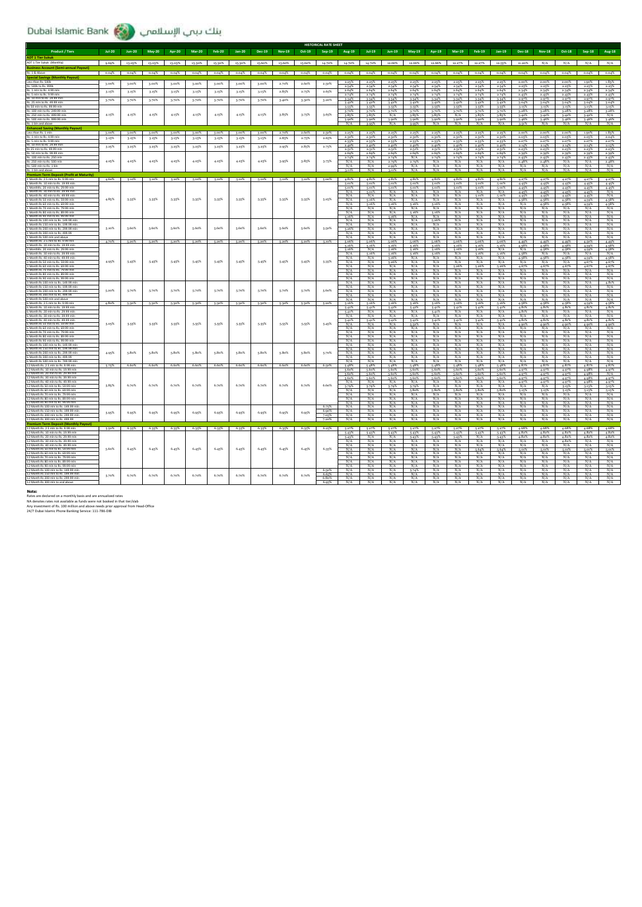# Dubai Islamic Bank بنك دبي الإسلامي

## HISTORICAL RATE SHEET

| Product / Tiers | Jul-20 | Jun-20 | May-20 | Apr-20 | Mar-20 | Feb-20 | Jan-20 | Dec-19 | Nov-19 | Oct-19 | Sep-19 | Aug-19 | Jul-19 | Jun-19 | May-19 | Apr-19 | Mar-19 | Feb-19 | Jan-19 | Dec-18 | Nov-18 | Oct-18 | Sep-18 | Aug-18 |
|---|---|---|---|---|---|---|---|---|---|---|---|---|---|---|---|---|---|---|---|---|---|---|---|---|
| **AOT 1 Tier Sukuk** | | | | | | | | | | | | | | | | | | | | | | | | |
| AOT 1 Tier Sukuk (Monthly) | 9.69% | 13.05% | 13.05% | 13.05% | 15.30% | 15.30% | 15.30% | 15.60% | 15.60% | 15.60% | 14.70% | 14.70% | 14.70% | 12.66% | 12.66% | 12.66% | 12.27% | 12.27% | 12.55% | 11.20% | N/A | N/A | N/A | N/A |
| **Business Account (Semi-annual Payout)** | | | | | | | | | | | | | | | | | | | | | | | | |
| Rs. 1 & Above | 0.04% | 0.04% | 0.04% | 0.04% | 0.04% | 0.04% | 0.04% | 0.04% | 0.04% | 0.04% | 0.04% | 0.04% | 0.04% | 0.04% | 0.04% | 0.04% | 0.04% | 0.04% | 0.04% | 0.04% | 0.04% | 0.04% | 0.04% | 0.04% |
| **Special Savings (Monthly Payout)** | | | | | | | | | | | | | | | | | | | | | | | | |
| Less than Rs. 500k | 3.00% | 3.00% | 3.00% | 3.00% | 3.00% | 3.00% | 3.00% | 3.00% | 2.70% | 2.60% | 2.50% | 2.25% | 2.25% | 2.25% | 2.25% | 2.25% | 2.25% | 2.25% | 2.25% | 2.00% | 2.00% | 2.00% | 1.90% | 1.85% |
| Rs. 500k to Rs. 999k | 3.15% | 3.15% | 3.15% | 3.15% | 3.15% | 3.15% | 3.15% | 3.15% | 2.85% | 2.75% | 2.65% | 2.54% | 2.54% | 2.54% | 2.54% | 2.54% | 2.54% | 2.54% | 2.54% | 2.25% | 2.25% | 2.25% | 2.25% | 2.25% |
| Rs. 1 mln to Rs. 4.99 mln | | | | | | | | | | | | 2.64% | 2.64% | 2.64% | 2.64% | 2.64% | 2.64% | 2.64% | 2.64% | 2.34% | 2.34% | 2.34% | 2.34% | 2.34% |
| Rs. 5 mln to Rs. 9.99 mln | 3.70% | 3.70% | 3.70% | 3.70% | 3.70% | 3.70% | 3.70% | 3.70% | 3.40% | 3.30% | 3.20% | 2.74% | 2.74% | 2.74% | 2.74% | 2.74% | 2.74% | 2.74% | 2.74% | 2.43% | 2.43% | 2.43% | 2.43% | 2.43% |
| Rs. 10 mln to Rs. 24.99 mln | | | | | | | | | | | | 3.24% | 3.24% | 3.24% | 3.24% | 3.24% | 3.24% | 3.24% | 3.24% | 2.97% | 2.97% | 2.97% | 2.97% | 2.97% |
| Rs. 25 mln to Rs. 49.99 mln | | | | | | | | | | | | 3.42% | 3.42% | 3.42% | 3.42% | 3.42% | 3.42% | 3.42% | 3.42% | 3.04% | 3.04% | 3.04% | 3.04% | 3.04% |
| Rs. 50 mln to Rs. 99.99 mln | | | | | | | | | | | | 3.55% | 3.55% | 3.55% | 3.55% | 3.55% | 3.55% | 3.55% | 3.55% | 3.15% | 3.15% | 3.15% | 3.15% | 3.15% |
| Rs. 100 mln to Rs. 249.99 mln | 4.15% | 4.15% | 4.15% | 4.15% | 4.15% | 4.15% | 4.15% | 4.15% | 3.85% | 3.75% | 3.65% | 3.70% | 3.70% | 3.70% | 3.70% | 3.70% | 3.70% | 3.70% | 3.70% | 3.28% | 3.28% | 3.28% | 3.28% | 3.28% |
| Rs. 250 mln to Rs. 499.99 mln | | | | | | | | | | | | 3.85% | 3.85% | N/A | 3.85% | 3.85% | N/A | 3.85% | 3.85% | 3.42% | 3.42% | 3.42% | 3.42% | N/A |
| Rs. 500 mln to Rs. 999.99 mln | | | | | | | | | | | | 3.90% | 3.90% | 3.90% | 3.90% | 3.90% | 3.90% | 3.90% | 3.90% | 3.46% | 3.46% | 3.46% | 3.46% | 3.46% |
| Rs. 1 bln and above | | | | | | | | | | | | N/A | 3.95% | N/A | 3.95% | N/A | N/A | N/A | N/A | 3.51% | N/A | N/A | N/A | N/A |
| **Enhanced Saving (Monthly Payout)** | | | | | | | | | | | | | | | | | | | | | | | | |
| Less than Rs. 1 mln | 3.00% | 3.00% | 3.00% | 3.00% | 3.00% | 3.00% | 3.00% | 3.00% | 2.70% | 2.60% | 2.50% | 2.25% | 2.25% | 2.25% | 2.25% | 2.25% | 2.25% | 2.25% | 2.25% | 2.00% | 2.00% | 2.00% | 1.90% | 1.85% |
| Rs. 1 mln to Rs. 4.99 mln | 3.15% | 3.15% | 3.15% | 3.15% | 3.15% | 3.15% | 3.15% | 3.15% | 2.85% | 2.75% | 2.65% | 2.30% | 2.30% | 2.30% | 2.30% | 2.30% | 2.30% | 2.30% | 2.30% | 2.05% | 2.05% | 2.05% | 2.05% | 2.04% |
| Rs. 5 mln to Rs. 9.99 mln | 3.25% | 3.25% | 3.25% | 3.25% | 3.25% | 3.25% | 3.25% | 3.25% | 2.95% | 2.85% | 2.75% | 2.33% | 2.33% | 2.33% | 2.33% | 2.33% | 2.33% | 2.33% | 2.33% | 2.07% | 2.07% | 2.07% | 2.07% | 2.07% |
| Rs. 10 mln to Rs. 24.99 mln | | | | | | | | | | | | 2.40% | 2.40% | 2.40% | 2.40% | 2.40% | 2.40% | 2.40% | 2.40% | 2.14% | 2.14% | 2.14% | 2.14% | 2.13% |
| Rs. 25 mln to Rs. 49.99 mln | | | | | | | | | | | | 2.51% | 2.51% | 2.51% | 2.51% | 2.51% | 2.51% | 2.51% | 2.51% | 2.23% | 2.23% | 2.23% | 2.23% | 2.23% |
| Rs. 50 mln to Rs. 99.99 mln | | | | | | | | | | | | 2.69% | 2.69% | 2.69% | 2.69% | 2.69% | 2.69% | 2.69% | 2.69% | 2.39% | 2.39% | 2.39% | 2.39% | 2.39% |
| Rs. 100 mln to Rs. 250 mln | 4.25% | 4.25% | 4.25% | 4.25% | 4.25% | 4.25% | 4.25% | 4.25% | 3.95% | 3.85% | 3.75% | 2.74% | 2.74% | 2.74% | 2.74% | 2.74% | 2.74% | 2.74% | 2.74% | 2.43% | 2.43% | 2.43% | 2.43% | 2.43% |
| Rs. 250 mln to Rs. 500 mln | | | | | | | | | | | | N/A | N/A | 2.79% | 2.79% | N/A | N/A | N/A | N/A | 2.48% | 2.48% | N/A | N/A | 2.48% |
| Rs. 500 mln to Rs. 1 bln | | | | | | | | | | | | N/A | N/A | 2.99% | N/A | N/A | N/A | N/A | N/A | N/A | N/A | N/A | N/A | N/A |
| Rs. 1 bln and above | | | | | | | | | | | | 3.11% | N/A | 3.11% | N/A | N/A | N/A | N/A | N/A | N/A | N/A | N/A | N/A | N/A |
| **Premium Term Deposit (Profit at Maturity)** | | | | | | | | | | | | | | | | | | | | | | | | |
| 1 Month Rs. 2.5 mln to Rs. 9.99 mln | 4.60% | 5.10% | 5.10% | 5.10% | 5.10% | 5.10% | 5.10% | 5.10% | 5.10% | 5.10% | 5.00% | 4.81% | 4.81% | 4.81% | 4.81% | 4.81% | 4.81% | 4.81% | 4.81% | 4.27% | 4.27% | 4.27% | 4.27% | 4.27% |
| 1 Month Rs. 10 mln to Rs. 19.99 mln | | | | | | | | | | | | 5.01% | 5.01% | 5.01% | 5.01% | 5.01% | 5.01% | 5.01% | 5.01% | 4.45% | 4.45% | 4.45% | 4.45% | 4.45% |
| 1 Month Rs. 20 mln to Rs. 29.99 mln | | | | | | | | | | | | 5.01% | 5.01% | 5.01% | 5.01% | 5.01% | 5.01% | 5.01% | 5.01% | 4.45% | 4.45% | 4.45% | 4.45% | 4.45% |
| 1 Month Rs. 30 mln to Rs. 39.99 mln | | | | | | | | | | | | N/A | 5.01% | N/A | N/A | N/A | N/A | N/A | N/A | 4.45% | 4.45% | 4.45% | 4.45% | N/A |
| 1 Month Rs. 40 mln to Rs. 49.99 mln | 4.85% | 5.35% | 5.35% | 5.35% | 5.35% | 5.35% | 5.35% | 5.35% | 5.35% | 5.35% | 5.25% | N/A | N/A | N/A | N/A | N/A | N/A | 5.01% | 5.01% | 4.45% | 4.45% | 4.45% | 4.45% | N/A |
| 1 Month Rs. 50 mln to Rs. 59.99 mln | | | | | | | | | | | | N/A | 5.16% | N/A | N/A | N/A | N/A | N/A | N/A | 4.58% | 4.58% | 4.58% | 4.58% | 4.58% |
| 1 Month Rs. 60 mln to Rs. 69.99 mln | | | | | | | | | | | | N/A | 5.16% | 5.16% | 5.16% | 5.16% | N/A | N/A | N/A | N/A | 4.58% | 4.58% | 4.59% | 4.58% |
| 1 Month Rs. 70 mln to Rs. 79.99 mln | | | | | | | | | | | | N/A | N/A | N/A | N/A | N/A | N/A | N/A | N/A | N/A | N/A | N/A | N/A | N/A |
| 1 Month Rs. 80 mln to Rs. 89.99 mln | | | | | | | | | | | | N/A | N/A | N/A | 5.16% | 5.16% | N/A | N/A | N/A | N/A | N/A | N/A | N/A | N/A |
| 1 Month Rs. 90 mln to Rs. 99.99 mln | | | | | | | | | | | | 5.16% | N/A | 5.16% | N/A | N/A | N/A | N/A | N/A | N/A | N/A | N/A | N/A | N/A |
| 1 Month Rs. 100 mln to Rs. 149.99 mln | | | | | | | | | | | | N/A | N/A | N/A | N/A | 5.26% | N/A | N/A | N/A | N/A | N/A | N/A | N/A | N/A |
| 1 Month Rs. 150 mln to Rs. 199.99 mln | | | | | | | | | | | | N/A | N/A | N/A | N/A | N/A | N/A | N/A | N/A | N/A | N/A | N/A | N/A | N/A |
| 1 Month Rs. 200 mln to Rs. 299.99 mln | 5.10% | 5.60% | 5.60% | 5.60% | 5.60% | 5.60% | 5.60% | 5.60% | 5.60% | 5.60% | 5.50% | 5.26% | N/A | N/A | N/A | N/A | N/A | N/A | N/A | N/A | N/A | N/A | N/A | N/A |
| 1 Month Rs. 300 mln to Rs. 499.99 mln | | | | | | | | | | | | N/A | N/A | N/A | N/A | N/A | N/A | N/A | N/A | N/A | N/A | N/A | N/A | N/A |
| 1 Month Rs. 500 mln and above | | | | | | | | | | | | N/A | N/A | N/A | N/A | N/A | N/A | N/A | N/A | N/A | N/A | N/A | N/A | N/A |
| 3 Month Rs. 2.5 mln to Rs. 9.99 mln | 4.70% | 5.20% | 5.20% | 5.20% | 5.20% | 5.20% | 5.20% | 5.20% | 5.20% | 5.20% | 5.10% | 5.06% | 5.06% | 5.06% | 5.06% | 5.06% | 5.06% | 5.06% | 5.06% | 4.49% | 4.49% | 4.49% | 4.49% | 4.49% |
| 3 Month Rs. 10 mln to Rs. 19.99 mln | | | | | | | | | | | | 5.16% | 5.16% | 5.16% | 5.16% | 5.16% | 5.16% | 5.16% | 5.16% | 4.58% | 4.58% | 4.58% | 4.58% | 4.58% |
| 3 Month Rs. 20 mln to Rs. 29.99 mln | | | | | | | | | | | | 5.16% | N/A | 5.16% | 5.16% | 5.16% | 5.16% | N/A | N/A | 4.58% | 4.58% | 4.58% | 4.58% | 4.58% |
| 3 Month Rs. 30 mln to Rs. 39.99 mln | | | | | | | | | | | | N/A | 5.16% | 5.16% | 5.16% | 5.16% | N/A | 5.16% | 5.16% | 4.58% | N/A | N/A | N/A | N/A |
| 3 Month Rs. 40 mln to Rs. 49.99 mln | 4.95% | 5.45% | 5.45% | 5.45% | 5.45% | 5.45% | 5.45% | 5.45% | 5.45% | 5.45% | 5.35% | N/A | N/A | 5.16% | N/A | N/A | N/A | N/A | N/A | 4.58% | 4.58% | 4.58% | 4.59% | 4.58% |
| 3 Month Rs. 50 mln to Rs. 59.99 mln | | | | | | | | | | | | N/A | N/A | 5.26% | N/A | N/A | N/A | N/A | N/A | N/A | N/A | N/A | 4.67% | 4.67% |
| 3 Month Rs. 60 mln to Rs. 69.99 mln | | | | | | | | | | | | N/A | N/A | N/A | N/A | N/A | 5.26% | 5.28% | 5.26% | 4.67% | 4.67% | 4.67% | 4.67% | 4.67% |
| 3 Month Rs. 70 mln to Rs. 79.99 mln | | | | | | | | | | | | N/A | N/A | N/A | N/A | N/A | N/A | N/A | N/A | N/A | N/A | N/A | N/A | N/A |
| 3 Month Rs. 80 mln to Rs. 89.99 mln | | | | | | | | | | | | N/A | N/A | N/A | N/A | N/A | N/A | N/A | N/A | N/A | N/A | N/A | N/A | N/A |
| 3 Month Rs. 90 mln to Rs. 99.99 mln | | | | | | | | | | | | N/A | N/A | N/A | N/A | N/A | N/A | N/A | N/A | N/A | N/A | N/A | N/A | N/A |
| 3 Month Rs. 100 mln to Rs. 149.99 mln | | | | | | | | | | | | N/A | N/A | N/A | N/A | N/A | N/A | N/A | N/A | N/A | N/A | N/A | N/A | 4.81% |
| 3 Month Rs. 150 mln to Rs. 199.99 mln | | | | | | | | | | | | N/A | N/A | N/A | N/A | N/A | N/A | N/A | N/A | N/A | N/A | N/A | N/A | N/A |
| 3 Month Rs. 200 mln to Rs. 299.99 mln | 5.20% | 5.70% | 5.70% | 5.70% | 5.70% | 5.70% | 5.70% | 5.70% | 5.70% | 5.70% | 5.60% | N/A | N/A | N/A | N/A | N/A | N/A | N/A | N/A | N/A | N/A | N/A | N/A | N/A |
| 3 Month Rs. 300 mln to Rs. 499.99 mln | | | | | | | | | | | | N/A | N/A | N/A | N/A | N/A | N/A | N/A | N/A | N/A | N/A | N/A | N/A | N/A |
| 3 Month Rs. 500 mln and above | | | | | | | | | | | | N/A | N/A | N/A | N/A | N/A | N/A | N/A | N/A | N/A | N/A | N/A | N/A | N/A |
| 6 Month Rs. 2.5 mln to Rs. 9.99 mln | 4.80% | 5.30% | 5.30% | 5.30% | 5.30% | 5.30% | 5.30% | 5.30% | 5.30% | 5.30% | 5.20% | 5.16% | 5.16% | 5.16% | 5.16% | 5.16% | 5.16% | 5.16% | 5.16% | 4.58% | 4.58% | 4.58% | 4.59% | 4.58% |
| 6 Month Rs. 10 mln to Rs. 19.99 mln | | | | | | | | | | | | 5.41% | 5.41% | 5.41% | 5.41% | 5.41% | 5.41% | 5.41% | 5.41% | 4.81% | 4.81% | 4.81% | 4.81% | 4.81% |
| 6 Month Rs. 20 mln to Rs. 29.99 mln | | | | | | | | | | | | 5.41% | N/A | 5.41% | N/A | 5.41% | N/A | N/A | N/A | 4.81% | N/A | N/A | N/A | N/A |
| 6 Month Rs. 30 mln to Rs. 39.99 mln | | | | | | | | | | | | N/A | N/A | N/A | N/A | N/A | N/A | N/A | N/A | N/A | N/A | N/A | N/A | N/A |
| 6 Month Rs. 40 mln to Rs. 49.99 mln | 5.05% | 5.55% | 5.55% | 5.55% | 5.55% | 5.55% | 5.55% | 5.55% | 5.55% | 5.55% | 5.45% | 5.41% | 5.41% | 5.41% | 5.41% | 5.41% | 5.41% | 5.41% | 5.41% | 4.81% | 4.81% | 4.81% | 4.81% | 4.81% |
| 6 Month Rs. 50 mln to Rs. 59.99 mln | | | | | | | | | | | | N/A | N/A | N/A | 5.52% | N/A | N/A | N/A | N/A | 4.90% | 4.90% | 4.90% | 4.90% | 4.90% |
| 6 Month Rs. 60 mln to Rs. 69.99 mln | | | | | | | | | | | | N/A | N/A | N/A | N/A | N/A | N/A | N/A | N/A | N/A | N/A | N/A | N/A | N/A |
| 6 Month Rs. 70 mln to Rs. 79.99 mln | | | | | | | | | | | | N/A | N/A | N/A | N/A | N/A | N/A | N/A | N/A | N/A | N/A | N/A | N/A | N/A |
| 6 Month Rs. 80 mln to Rs. 89.99 mln | | | | | | | | | | | | N/A | N/A | N/A | N/A | N/A | N/A | N/A | N/A | N/A | N/A | N/A | N/A | N/A |
| 6 Month Rs. 90 mln to Rs. 99.99 mln | | | | | | | | | | | | N/A | N/A | N/A | N/A | N/A | N/A | N/A | N/A | N/A | N/A | N/A | N/A | N/A |
| 6 Month Rs 100 mln to Rs. 149.99 mln | | | | | | | | | | | | N/A | N/A | N/A | N/A | N/A | N/A | N/A | N/A | N/A | N/A | N/A | N/A | N/A |
| 6 Month Rs 150 mln to Rs. 199.99 mln | | | | | | | | | | | | N/A | N/A | N/A | N/A | N/A | N/A | N/A | N/A | N/A | N/A | N/A | N/A | N/A |
| 6 Month Rs 200 mln to Rs. 299.99 mln | 4.95% | 5.80% | 5.80% | 5.80% | 5.80% | 5.80% | 5.80% | 5.80% | 5.80% | 5.80% | 5.70% | N/A | N/A | N/A | N/A | N/A | N/A | N/A | N/A | N/A | N/A | N/A | N/A | N/A |
| 6 Month Rs 300 mln to Rs. 499.99 mln | | | | | | | | | | | | N/A | N/A | N/A | N/A | N/A | N/A | N/A | N/A | N/A | N/A | N/A | N/A | N/A |
| 6 Month Rs 500 mln to Rs. 749.99 mln | | | | | | | | | | | | N/A | N/A | N/A | N/A | N/A | N/A | N/A | N/A | N/A | N/A | N/A | N/A | N/A |
| 12 Month Rs. 2.5 mln to Rs. 9.99 mln | 5.75% | 6.60% | 6.60% | 6.60% | 6.60% | 6.60% | 6.60% | 6.60% | 6.60% | 6.60% | 6.50% | 5.48% | 5.48% | 5.48% | 5.48% | 5.48% | 5.48% | 5.48% | 5.48% | 4.87% | 4.87% | 4.87% | 4.87% | 4.87% |
| 12 Month Rs. 10 mln to Rs. 19.99 mln | | | | | | | | | | | | 5.60% | 5.60% | 5.60% | 5.60% | 5.60% | 5.60% | 5.60% | 5.60% | 4.97% | 4.97% | 4.97% | 4.98% | 4.97% |
| 12 Month Rs. 20 mln to Rs. 29.99 mln | | | | | | | | | | | | 5.60% | 5.60% | 5.60% | 5.60% | 5.60% | 5.60% | 5.60% | 5.60% | 4.97% | 4.97% | 4.97% | 4.98% | 4.97% |
| 12 Month Rs. 30 mln to Rs. 39.99 mln | | | | | | | | | | | | N/A | N/A | N/A | N/A | N/A | N/A | N/A | N/A | 4.97% | 4.97% | 4.97% | 4.98% | 4.97% |
| 12 Month Rs. 40 mln to Rs. 49.99 mln | 5.85% | 6.70% | 6.70% | 6.70% | 6.70% | 6.70% | 6.70% | 6.70% | 6.70% | 6.70% | 6.60% | 5.79% | 5.79% | 5.79% | 5.79% | N/A | N/A | N/A | N/A | N/A | 5.15% | 5.15% | 5.15% | 5.15% |
| 12 Month Rs. 50 mln to Rs. 59.99 mln | | | | | | | | | | | | N/A | N/A | N/A | 5.80% | 5.80% | 5.80% | 5.80% | 5.80% | 5.15% | 5.15% | 5.15% | 5.15% | 5.15% |
| 12 Month Rs. 60 mln to Rs. 69.99 mln | | | | | | | | | | | | N/A | N/A | N/A | N/A | N/A | N/A | N/A | N/A | N/A | N/A | N/A | N/A | N/A |
| 12 Month Rs. 70 mln to Rs. 79.99 mln | | | | | | | | | | | | N/A | N/A | N/A | N/A | N/A | N/A | N/A | N/A | N/A | N/A | N/A | N/A | N/A |
| 12 Month Rs. 80 mln to Rs. 89.99 mln | | | | | | | | | | | | N/A | N/A | N/A | N/A | N/A | N/A | N/A | N/A | N/A | N/A | N/A | N/A | N/A |
| 12 Month Rs. 90 mln to Rs. 99.99 mln | | | | | | | | | | | | N/A | N/A | N/A | N/A | N/A | N/A | N/A | N/A | N/A | N/A | N/A | N/A | N/A |
| 12 Month Rs 100 mln to Rs. 149.99 mln | | | | | | | | | | | 6.75% | N/A | N/A | N/A | N/A | N/A | N/A | N/A | N/A | N/A | N/A | N/A | N/A | N/A |
| 12 Month Rs 150 mln to Rs. 199.99 mln | 5.95% | 6.95% | 6.95% | 6.95% | 6.95% | 6.95% | 6.95% | 6.95% | 6.95% | 6.95% | 6.90% | N/A | N/A | N/A | N/A | N/A | N/A | N/A | N/A | N/A | N/A | N/A | N/A | N/A |
| 12 Month Rs 200 mln to Rs. 299.99 mln | | | | | | | | | | | 7.05% | N/A | N/A | N/A | N/A | N/A | N/A | N/A | N/A | N/A | N/A | N/A | N/A | N/A |
| 12 Month Rs 300 mln to Rs. 499.99 | | | | | | | | | | | 7.20% | N/A | N/A | N/A | N/A | N/A | N/A | N/A | N/A | N/A | N/A | N/A | N/A | N/A |
| **Premium Term Deposit (Monthly Payout)** | | | | | | | | | | | | | | | | | | | | | | | | |
| 12 Month Rs. 2.5 mln to Rs. 9.99 mln | 5.50% | 6.35% | 6.35% | 6.35% | 6.35% | 6.35% | 6.35% | 6.35% | 6.35% | 6.35% | 6.25% | 5.27% | 5.27% | 5.27% | 5.27% | 5.27% | 5.27% | 5.27% | 5.27% | 4.68% | 4.68% | 4.68% | 4.68% | 4.68% |
| 12 Month Rs. 10 mln to Rs. 19.99 mln | | | | | | | | | | | | 5.43% | 5.43% | 5.43% | 5.43% | 5.43% | 5.43% | 5.43% | 5.43% | 4.82% | 4.82% | 4.82% | 4.82% | 4.82% |
| 12 Month Rs. 20 mln to Rs. 29.99 mln | | | | | | | | | | | | 5.43% | N/A | N/A | 5.43% | 5.43% | 5.43% | N/A | 5.43% | 4.82% | 4.82% | 4.82% | 4.82% | 4.82% |
| 12 Month Rs. 30 mln to Rs. 39.99 mln | | | | | | | | | | | | N/A | N/A | N/A | N/A | N/A | N/A | N/A | N/A | N/A | N/A | 4.82% | N/A | N/A |
| 12 Month Rs. 40 mln to Rs. 49.99 mln | 5.60% | 6.45% | 6.45% | 6.45% | 6.45% | 6.45% | 6.45% | 6.45% | 6.45% | 6.45% | 6.35% | N/A | N/A | N/A | N/A | N/A | N/A | N/A | N/A | N/A | N/A | N/A | N/A | N/A |
| 12 Month Rs. 50 mln to Rs. 59.99 mln | | | | | | | | | | | | N/A | N/A | N/A | N/A | N/A | N/A | 5.64% | 5.64% | 5.01% | 5.01% | 5.01% | 5.01% | 5.01% |
| 12 Month Rs. 60 mln to Rs. 69.99 mln | | | | | | | | | | | | N/A | N/A | N/A | N/A | N/A | N/A | N/A | N/A | N/A | N/A | N/A | N/A | N/A |
| 12 Month Rs. 70 mln to Rs. 79.99 mln | | | | | | | | | | | | N/A | N/A | N/A | N/A | N/A | N/A | N/A | N/A | N/A | N/A | N/A | N/A | N/A |
| 12 Month Rs. 80 mln to Rs. 89.99 mln | | | | | | | | | | | | N/A | N/A | N/A | N/A | N/A | N/A | N/A | N/A | N/A | N/A | N/A | N/A | N/A |
| 12 Month Rs. 90 mln to Rs. 99.99 mln | | | | | | | | | | | | N/A | N/A | N/A | N/A | N/A | N/A | N/A | N/A | N/A | N/A | N/A | N/A | N/A |
| 12 Month Rs 100 mln to Rs. 149.99 mln | | | | | | | | | | | 6.50% | N/A | N/A | N/A | N/A | N/A | N/A | N/A | N/A | N/A | N/A | N/A | N/A | N/A |
| 12 Month Rs 150 mln to Rs. 199.99 mln | 5.70% | 6.70% | 6.70% | 6.70% | 6.70% | 6.70% | 6.70% | 6.70% | 6.70% | 6.70% | 6.65% | N/A | N/A | N/A | N/A | N/A | N/A | N/A | N/A | N/A | N/A | N/A | N/A | N/A |
| 12 Month Rs 200 mln to Rs. 299.99 mln | | | | | | | | | | | 6.80% | N/A | N/A | N/A | N/A | N/A | N/A | N/A | N/A | N/A | N/A | N/A | N/A | N/A |
| 12 Month Rs 300 mln to Rs. 499.99 and above | | | | | | | | | | | 6.95% | N/A | N/A | N/A | N/A | N/A | N/A | N/A | N/A | N/A | N/A | N/A | N/A | N/A |

**Note:**

Rates are declared on a monthly basis and are annualized rates

NA denotes rates not available as funds were not booked in that tier/slab

Any investment of Rs. 100 million and above needs prior approval from Head-Office

24/7 Dubai Islamic Phone Banking Service: 111-786-DIB